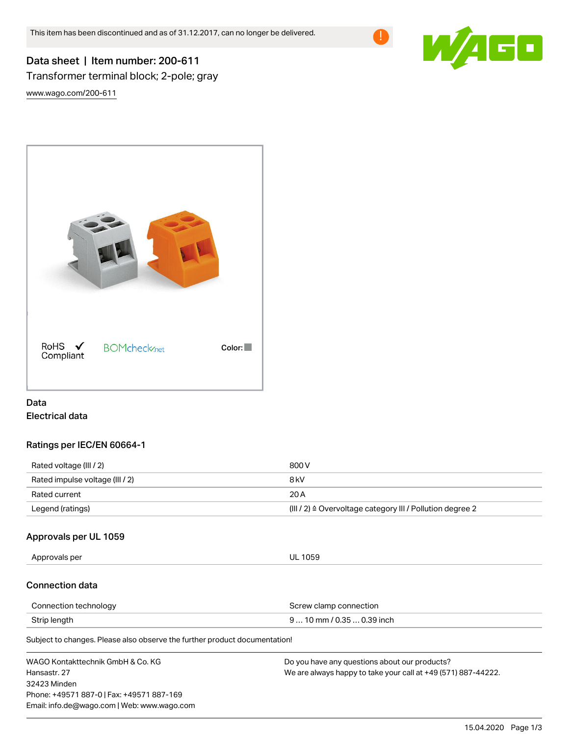This item has been discontinued and as of 31.12.2017, can no longer be delivered.

# Data sheet | Item number: 200-611

Transformer terminal block; 2-pole; gray

www.wago.com/200-611

RoHS Compliant

BOMcheck.net

Color:

## Data

### Electrical data

#### Ratings per IEC/EN 60664-1

| | |
|---|---|
| Rated voltage (III / 2) | 800 V |
| Rated impulse voltage (III / 2) | 8 kV |
| Rated current | 20 A |
| Legend (ratings) | (III / 2) ≙ Overvoltage category III / Pollution degree 2 |

#### Approvals per UL 1059

| | |
|---|---|
| Approvals per | UL 1059 |

#### Connection data

| | |
|---|---|
| Connection technology | Screw clamp connection |
| Strip length | 9 … 10 mm / 0.35 … 0.39 inch |

Subject to changes. Please also observe the further product documentation!

WAGO Kontakttechnik GmbH & Co. KG
Hansastr. 27
32423 Minden
Phone: +49571 887-0 | Fax: +49571 887-169
Email: info.de@wago.com | Web: www.wago.com

Do you have any questions about our products?
We are always happy to take your call at +49 (571) 887-44222.

15.04.2020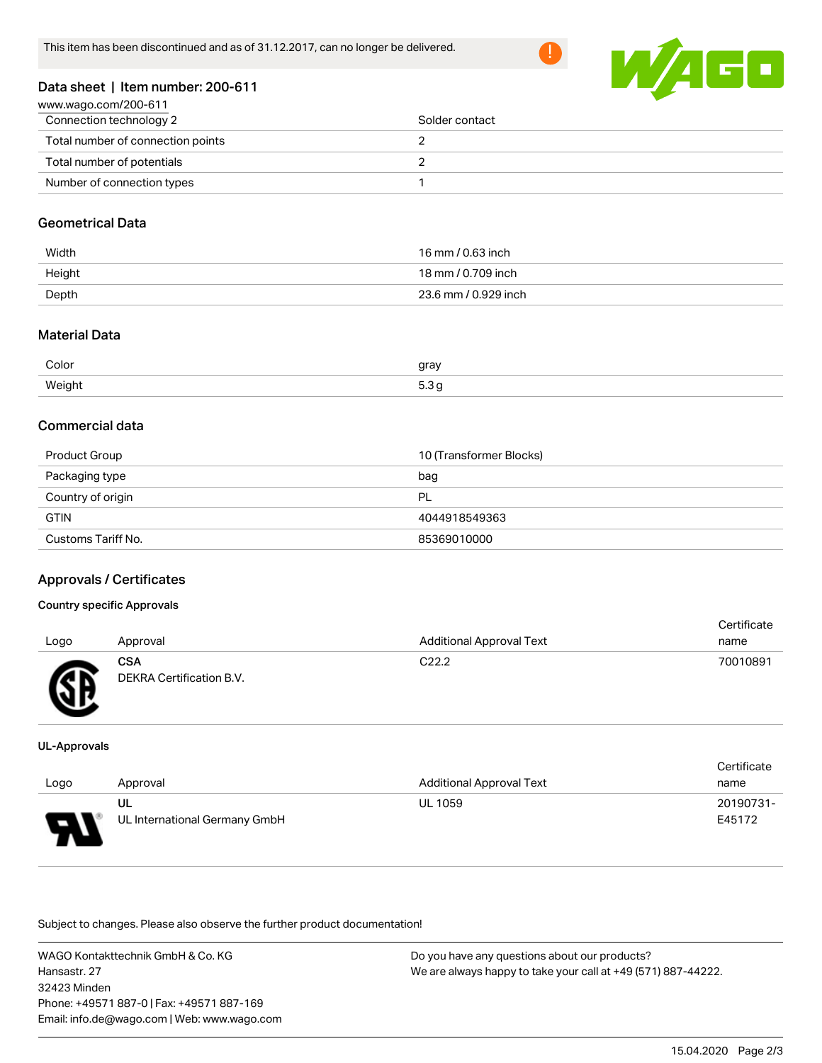This item has been discontinued and as of 31.12.2017, can no longer be delivered.

## Data sheet | Item number: 200-611

www.wago.com/200-611

| | |
|---|---|
| Connection technology 2 | Solder contact |
| Total number of connection points | 2 |
| Total number of potentials | 2 |
| Number of connection types | 1 |

### Geometrical Data

| | |
|---|---|
| Width | 16 mm / 0.63 inch |
| Height | 18 mm / 0.709 inch |
| Depth | 23.6 mm / 0.929 inch |

### Material Data

| | |
|---|---|
| Color | gray |
| Weight | 5.3 g |

### Commercial data

| | |
|---|---|
| Product Group | 10 (Transformer Blocks) |
| Packaging type | bag |
| Country of origin | PL |
| GTIN | 4044918549363 |
| Customs Tariff No. | 85369010000 |

### Approvals / Certificates

#### Country specific Approvals

| Logo | Approval | Additional Approval Text | Certificate name |
|---|---|---|---|
| | **CSA** DEKRA Certification B.V. | C22.2 | 70010891 |

#### UL-Approvals

| Logo | Approval | Additional Approval Text | Certificate name |
|---|---|---|---|
| | **UL** UL International Germany GmbH | UL 1059 | 20190731-E45172 |

Subject to changes. Please also observe the further product documentation!

WAGO Kontakttechnik GmbH & Co. KG
Hansastr. 27
32423 Minden
Phone: +49571 887-0 | Fax: +49571 887-169
Email: info.de@wago.com | Web: www.wago.com

Do you have any questions about our products?
We are always happy to take your call at +49 (571) 887-44222.

15.04.2020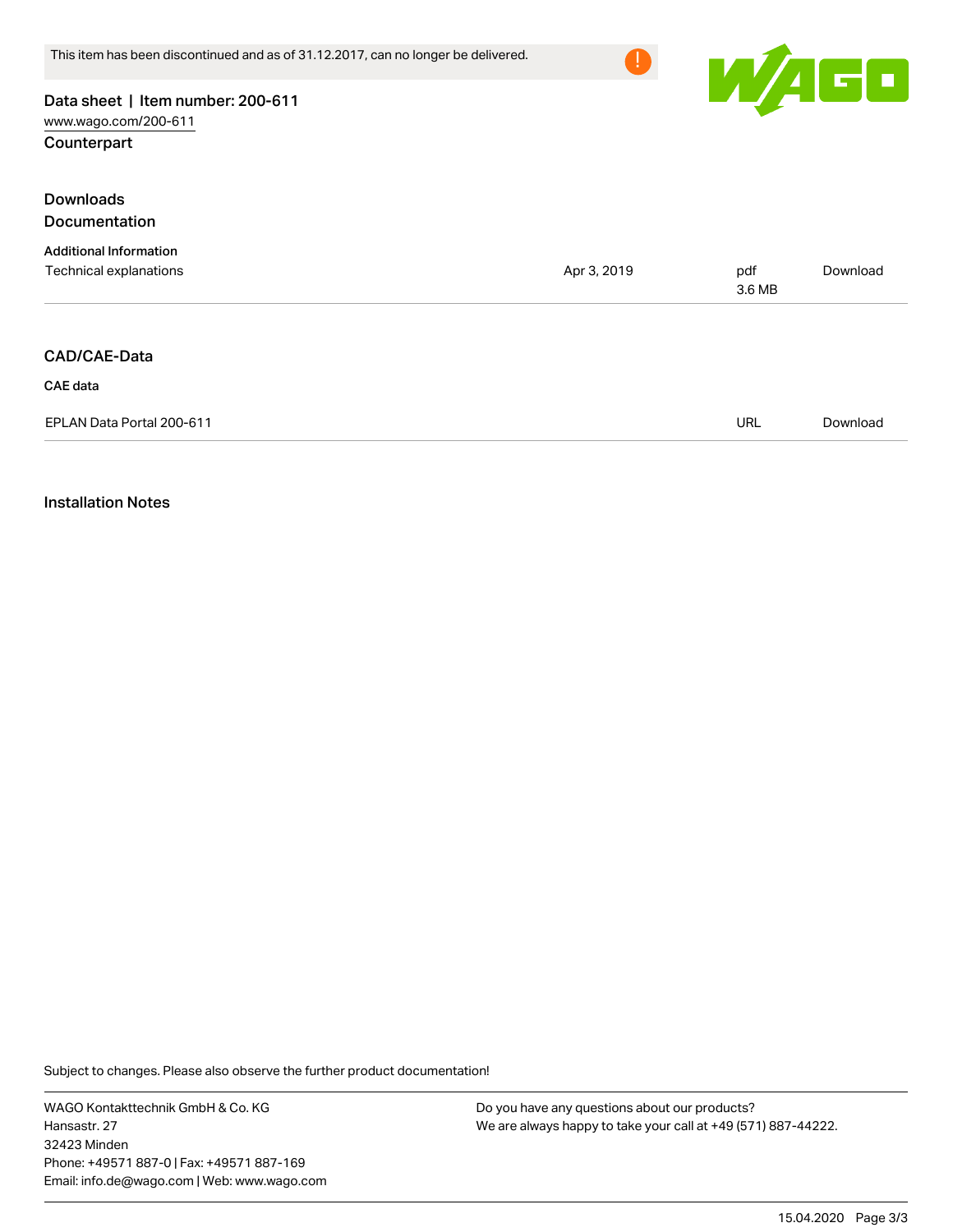This item has been discontinued and as of 31.12.2017, can no longer be delivered.

Data sheet | Item number: 200-611

www.wago.com/200-611

Counterpart

## Downloads

## Documentation

**Additional Information**

| | | | |
|---|---|---|---|
| Technical explanations | Apr 3, 2019 | pdf 3.6 MB | Download |

## CAD/CAE-Data

**CAE data**

| | | |
|---|---|---|
| EPLAN Data Portal 200-611 | URL | Download |

## Installation Notes

Subject to changes. Please also observe the further product documentation!

WAGO Kontakttechnik GmbH & Co. KG
Hansastr. 27
32423 Minden
Phone: +49571 887-0 | Fax: +49571 887-169
Email: info.de@wago.com | Web: www.wago.com

Do you have any questions about our products?
We are always happy to take your call at +49 (571) 887-44222.

15.04.2020